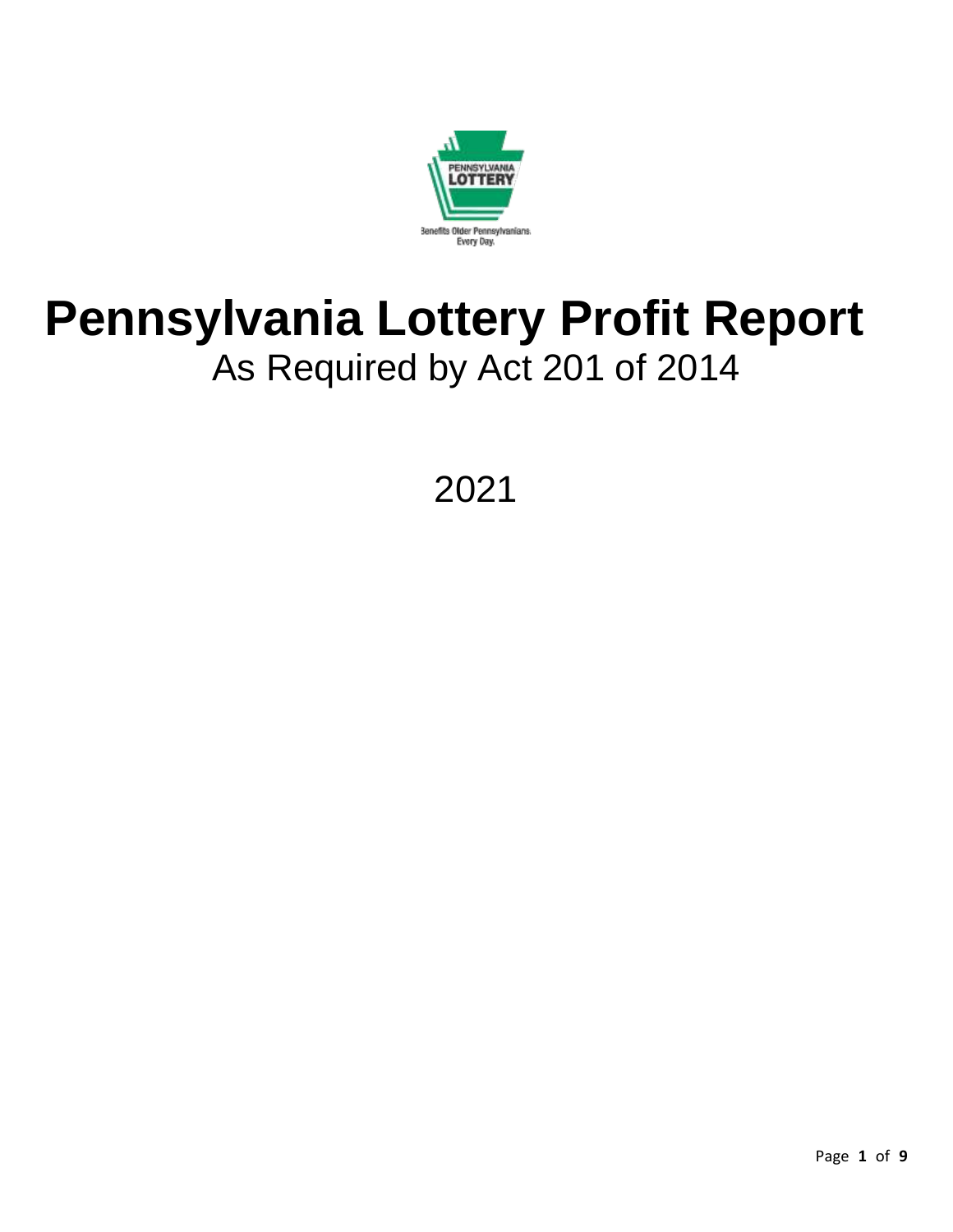# Pennsylvania Lottery Profit Report

## As Required by Act 201 of 2014

2021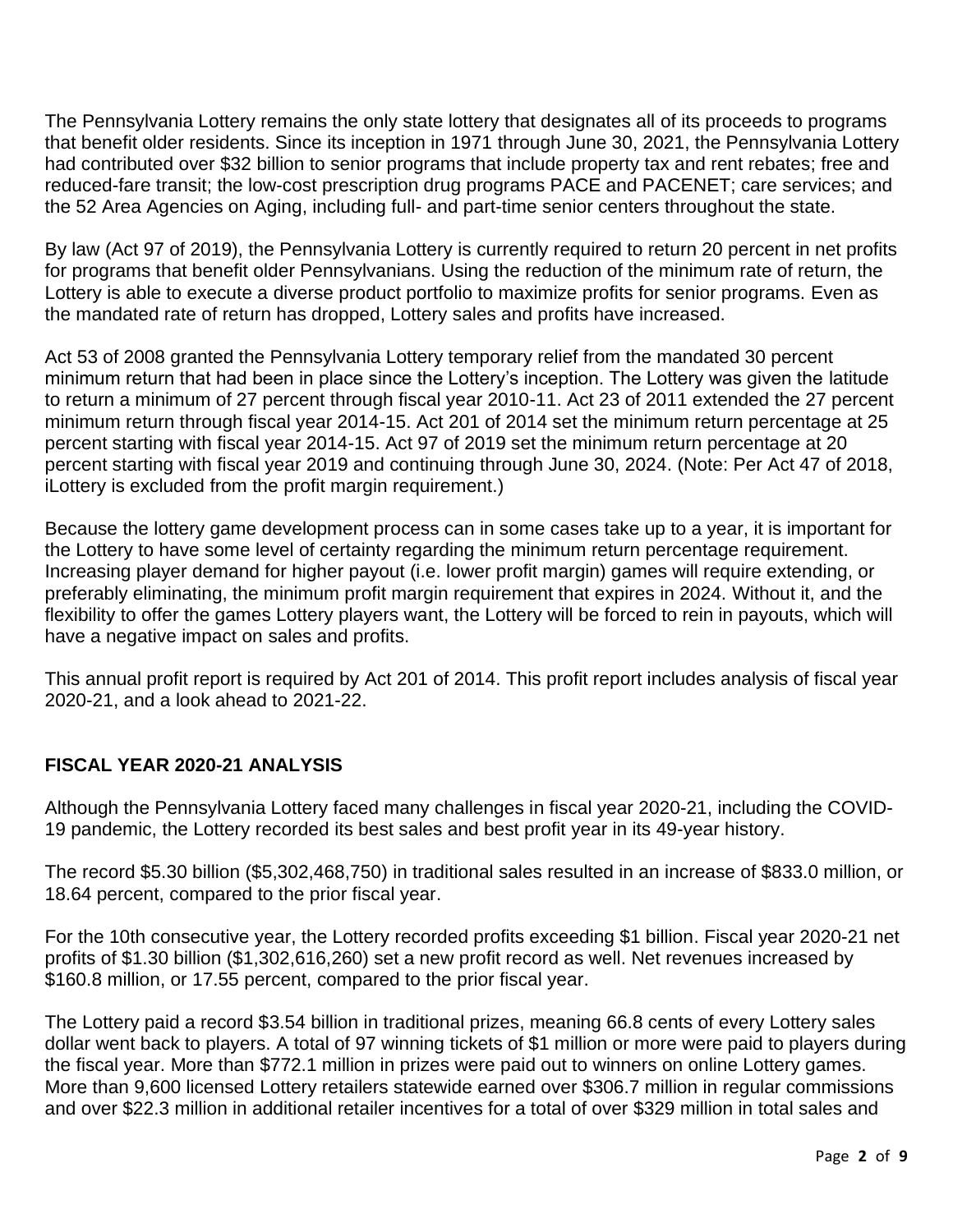The Pennsylvania Lottery remains the only state lottery that designates all of its proceeds to programs that benefit older residents. Since its inception in 1971 through June 30, 2021, the Pennsylvania Lottery had contributed over $32 billion to senior programs that include property tax and rent rebates; free and reduced-fare transit; the low-cost prescription drug programs PACE and PACENET; care services; and the 52 Area Agencies on Aging, including full- and part-time senior centers throughout the state.

By law (Act 97 of 2019), the Pennsylvania Lottery is currently required to return 20 percent in net profits for programs that benefit older Pennsylvanians. Using the reduction of the minimum rate of return, the Lottery is able to execute a diverse product portfolio to maximize profits for senior programs. Even as the mandated rate of return has dropped, Lottery sales and profits have increased.

Act 53 of 2008 granted the Pennsylvania Lottery temporary relief from the mandated 30 percent minimum return that had been in place since the Lottery's inception. The Lottery was given the latitude to return a minimum of 27 percent through fiscal year 2010-11. Act 23 of 2011 extended the 27 percent minimum return through fiscal year 2014-15. Act 201 of 2014 set the minimum return percentage at 25 percent starting with fiscal year 2014-15. Act 97 of 2019 set the minimum return percentage at 20 percent starting with fiscal year 2019 and continuing through June 30, 2024. (Note: Per Act 47 of 2018, iLottery is excluded from the profit margin requirement.)

Because the lottery game development process can in some cases take up to a year, it is important for the Lottery to have some level of certainty regarding the minimum return percentage requirement. Increasing player demand for higher payout (i.e. lower profit margin) games will require extending, or preferably eliminating, the minimum profit margin requirement that expires in 2024. Without it, and the flexibility to offer the games Lottery players want, the Lottery will be forced to rein in payouts, which will have a negative impact on sales and profits.

This annual profit report is required by Act 201 of 2014. This profit report includes analysis of fiscal year 2020-21, and a look ahead to 2021-22.

## FISCAL YEAR 2020-21 ANALYSIS

Although the Pennsylvania Lottery faced many challenges in fiscal year 2020-21, including the COVID-19 pandemic, the Lottery recorded its best sales and best profit year in its 49-year history.

The record $5.30 billion ($5,302,468,750) in traditional sales resulted in an increase of $833.0 million, or 18.64 percent, compared to the prior fiscal year.

For the 10th consecutive year, the Lottery recorded profits exceeding $1 billion. Fiscal year 2020-21 net profits of $1.30 billion ($1,302,616,260) set a new profit record as well. Net revenues increased by $160.8 million, or 17.55 percent, compared to the prior fiscal year.

The Lottery paid a record $3.54 billion in traditional prizes, meaning 66.8 cents of every Lottery sales dollar went back to players. A total of 97 winning tickets of $1 million or more were paid to players during the fiscal year. More than $772.1 million in prizes were paid out to winners on online Lottery games. More than 9,600 licensed Lottery retailers statewide earned over $306.7 million in regular commissions and over $22.3 million in additional retailer incentives for a total of over $329 million in total sales and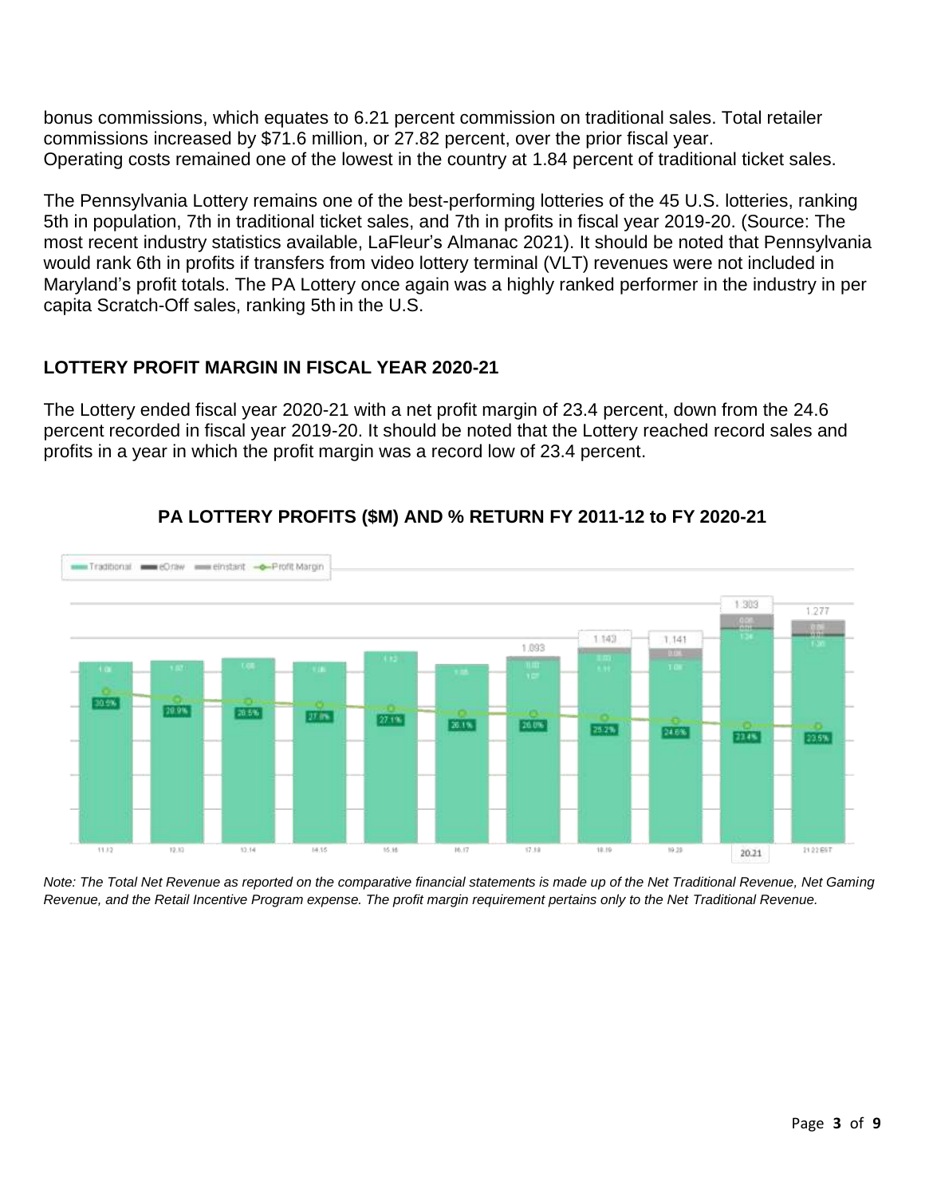bonus commissions, which equates to 6.21 percent commission on traditional sales. Total retailer commissions increased by $71.6 million, or 27.82 percent, over the prior fiscal year.
Operating costs remained one of the lowest in the country at 1.84 percent of traditional ticket sales.

The Pennsylvania Lottery remains one of the best-performing lotteries of the 45 U.S. lotteries, ranking 5th in population, 7th in traditional ticket sales, and 7th in profits in fiscal year 2019-20. (Source: The most recent industry statistics available, LaFleur's Almanac 2021). It should be noted that Pennsylvania would rank 6th in profits if transfers from video lottery terminal (VLT) revenues were not included in Maryland's profit totals. The PA Lottery once again was a highly ranked performer in the industry in per capita Scratch-Off sales, ranking 5th in the U.S.

## LOTTERY PROFIT MARGIN IN FISCAL YEAR 2020-21

The Lottery ended fiscal year 2020-21 with a net profit margin of 23.4 percent, down from the 24.6 percent recorded in fiscal year 2019-20. It should be noted that the Lottery reached record sales and profits in a year in which the profit margin was a record low of 23.4 percent.

### PA LOTTERY PROFITS ($M) AND % RETURN FY 2011-12 to FY 2020-21

| Fiscal Year | 11.12 | 12.13 | 13.14 | 14.15 | 15.16 | 16.17 | 17.18 | 18.19 | 19.20 | 20.21 | 21.22 EST |
|---|---|---|---|---|---|---|---|---|---|---|---|
| Total Profits ($B) | | | | | | | 1.093 | 1.143 | 1.141 | 1.303 | 1.277 |
| Traditional | 1.06 | 1.07 | 1.08 | 1.06 | 1.12 | 1.05 | 1.07 | 1.11 | 1.06 | 1.24 | 1.20 |
| Profit Margin | 30.5% | 28.9% | 28.5% | 27.8% | 27.1% | 26.1% | 26.0% | 25.2% | 24.6% | 23.4% | 23.5% |

*Note: The Total Net Revenue as reported on the comparative financial statements is made up of the Net Traditional Revenue, Net Gaming Revenue, and the Retail Incentive Program expense. The profit margin requirement pertains only to the Net Traditional Revenue.*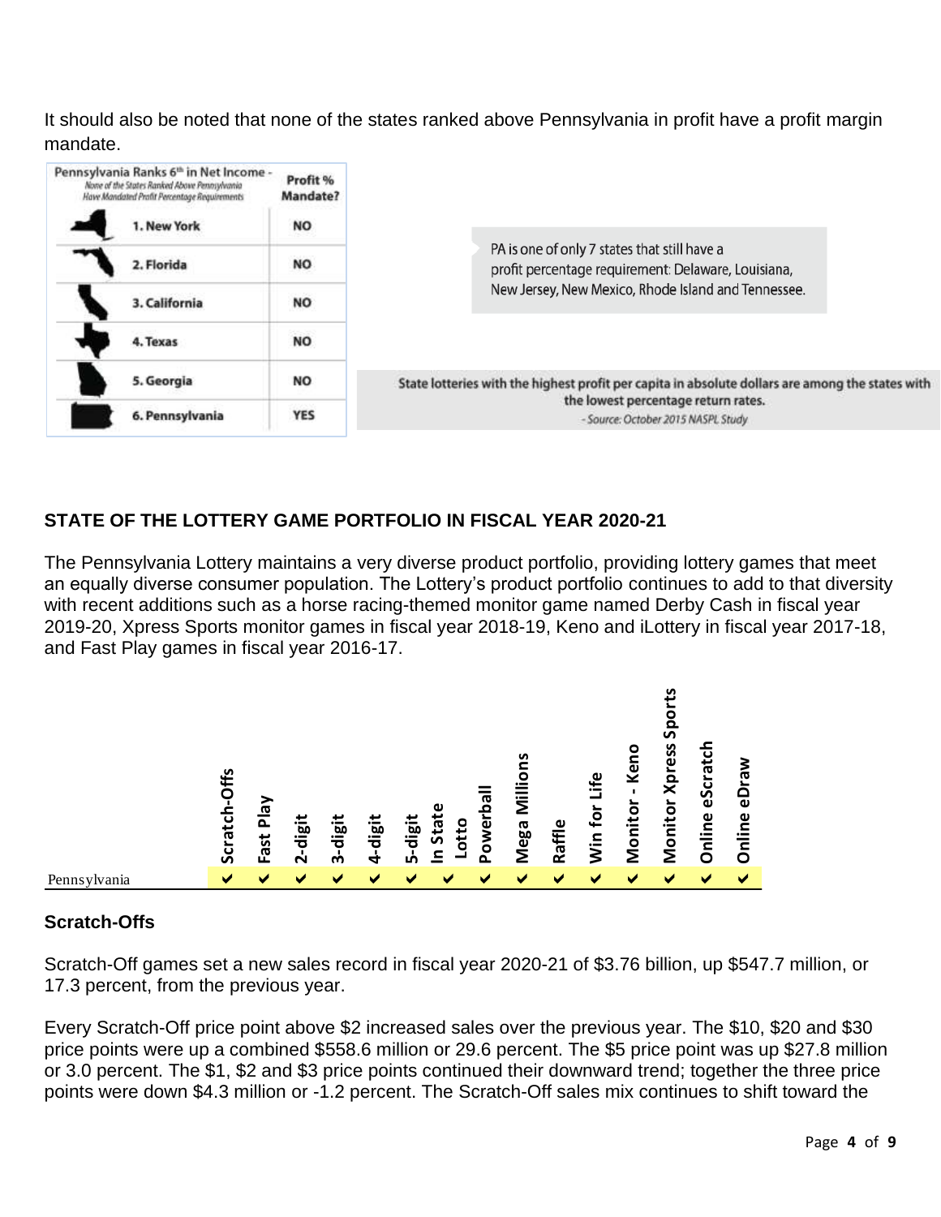It should also be noted that none of the states ranked above Pennsylvania in profit have a profit margin mandate.

| Pennsylvania Ranks 6th in Net Income - None of the States Ranked Above Pennsylvania Have Mandated Profit Percentage Requirements | Profit % Mandate? |
|---|---|
| 1. New York | NO |
| 2. Florida | NO |
| 3. California | NO |
| 4. Texas | NO |
| 5. Georgia | NO |
| 6. Pennsylvania | YES |

PA is one of only 7 states that still have a profit percentage requirement: Delaware, Louisiana, New Jersey, New Mexico, Rhode Island and Tennessee.

State lotteries with the highest profit per capita in absolute dollars are among the states with the lowest percentage return rates.
*- Source: October 2015 NASPL Study*

## STATE OF THE LOTTERY GAME PORTFOLIO IN FISCAL YEAR 2020-21

The Pennsylvania Lottery maintains a very diverse product portfolio, providing lottery games that meet an equally diverse consumer population. The Lottery's product portfolio continues to add to that diversity with recent additions such as a horse racing-themed monitor game named Derby Cash in fiscal year 2019-20, Xpress Sports monitor games in fiscal year 2018-19, Keno and iLottery in fiscal year 2017-18, and Fast Play games in fiscal year 2016-17.

| | Scratch-Offs | Fast Play | 2-digit | 3-digit | 4-digit | 5-digit | In State Lotto | Powerball | Mega Millions | Raffle | Win for Life | Monitor - Keno | Monitor Xpress Sports | Online eScratch | Online eDraw |
|---|---|---|---|---|---|---|---|---|---|---|---|---|---|---|---|
| Pennsylvania | ✔ | ✔ | ✔ | ✔ | ✔ | ✔ | ✔ | ✔ | ✔ | ✔ | ✔ | ✔ | ✔ | ✔ | ✔ |

### Scratch-Offs

Scratch-Off games set a new sales record in fiscal year 2020-21 of $3.76 billion, up $547.7 million, or 17.3 percent, from the previous year.

Every Scratch-Off price point above $2 increased sales over the previous year. The $10, $20 and $30 price points were up a combined $558.6 million or 29.6 percent. The $5 price point was up $27.8 million or 3.0 percent. The $1, $2 and $3 price points continued their downward trend; together the three price points were down $4.3 million or -1.2 percent. The Scratch-Off sales mix continues to shift toward the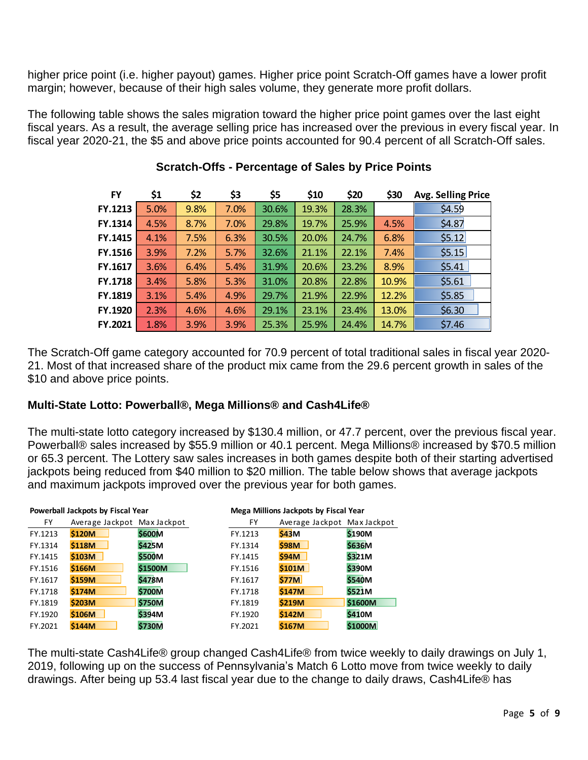higher price point (i.e. higher payout) games. Higher price point Scratch-Off games have a lower profit margin; however, because of their high sales volume, they generate more profit dollars.

The following table shows the sales migration toward the higher price point games over the last eight fiscal years. As a result, the average selling price has increased over the previous in every fiscal year. In fiscal year 2020-21, the $5 and above price points accounted for 90.4 percent of all Scratch-Off sales.

**Scratch-Offs - Percentage of Sales by Price Points**

| FY | $1 | $2 | $3 | $5 | $10 | $20 | $30 | Avg. Selling Price |
|---|---|---|---|---|---|---|---|---|
| FY.1213 | 5.0% | 9.8% | 7.0% | 30.6% | 19.3% | 28.3% | | $4.59 |
| FY.1314 | 4.5% | 8.7% | 7.0% | 29.8% | 19.7% | 25.9% | 4.5% | $4.87 |
| FY.1415 | 4.1% | 7.5% | 6.3% | 30.5% | 20.0% | 24.7% | 6.8% | $5.12 |
| FY.1516 | 3.9% | 7.2% | 5.7% | 32.6% | 21.1% | 22.1% | 7.4% | $5.15 |
| FY.1617 | 3.6% | 6.4% | 5.4% | 31.9% | 20.6% | 23.2% | 8.9% | $5.41 |
| FY.1718 | 3.4% | 5.8% | 5.3% | 31.0% | 20.8% | 22.8% | 10.9% | $5.61 |
| FY.1819 | 3.1% | 5.4% | 4.9% | 29.7% | 21.9% | 22.9% | 12.2% | $5.85 |
| FY.1920 | 2.3% | 4.6% | 4.6% | 29.1% | 23.1% | 23.4% | 13.0% | $6.30 |
| FY.2021 | 1.8% | 3.9% | 3.9% | 25.3% | 25.9% | 24.4% | 14.7% | $7.46 |

The Scratch-Off game category accounted for 70.9 percent of total traditional sales in fiscal year 2020-21. Most of that increased share of the product mix came from the 29.6 percent growth in sales of the $10 and above price points.

### Multi-State Lotto: Powerball®, Mega Millions® and Cash4Life®

The multi-state lotto category increased by $130.4 million, or 47.7 percent, over the previous fiscal year. Powerball® sales increased by $55.9 million or 40.1 percent. Mega Millions® increased by $70.5 million or 65.3 percent. The Lottery saw sales increases in both games despite both of their starting advertised jackpots being reduced from $40 million to $20 million. The table below shows that average jackpots and maximum jackpots improved over the previous year for both games.

**Powerball Jackpots by Fiscal Year**

| FY | Average Jackpot | Max Jackpot |
|---|---|---|
| FY.1213 | $120M | $600M |
| FY.1314 | $118M | $425M |
| FY.1415 | $103M | $500M |
| FY.1516 | $166M | $1500M |
| FY.1617 | $159M | $478M |
| FY.1718 | $174M | $700M |
| FY.1819 | $203M | $750M |
| FY.1920 | $106M | $394M |
| FY.2021 | $144M | $730M |

**Mega Millions Jackpots by Fiscal Year**

| FY | Average Jackpot | Max Jackpot |
|---|---|---|
| FY.1213 | $43M | $190M |
| FY.1314 | $98M | $636M |
| FY.1415 | $94M | $321M |
| FY.1516 | $101M | $390M |
| FY.1617 | $77M | $540M |
| FY.1718 | $147M | $521M |
| FY.1819 | $219M | $1600M |
| FY.1920 | $142M | $410M |
| FY.2021 | $167M | $1000M |

The multi-state Cash4Life® group changed Cash4Life® from twice weekly to daily drawings on July 1, 2019, following up on the success of Pennsylvania's Match 6 Lotto move from twice weekly to daily drawings. After being up 53.4 last fiscal year due to the change to daily draws, Cash4Life® has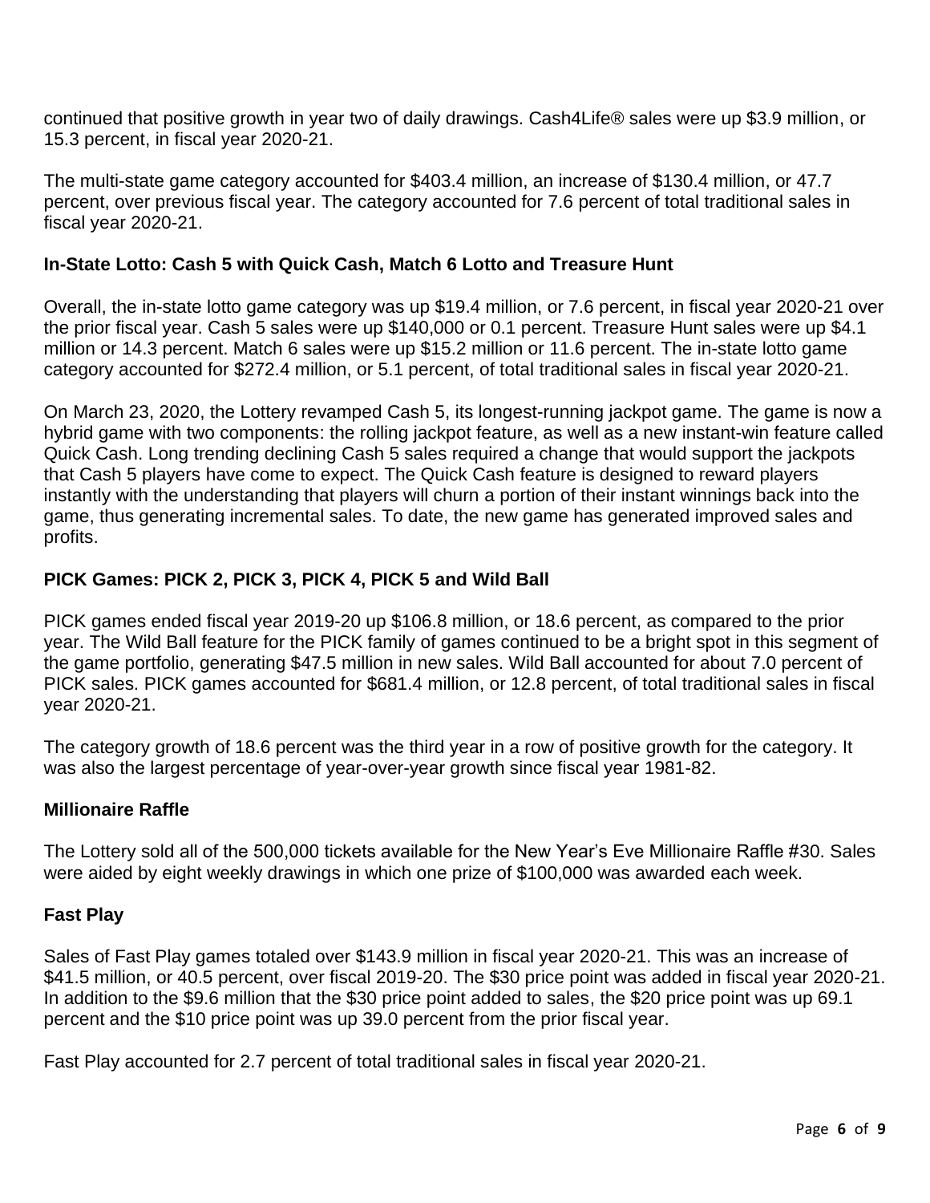continued that positive growth in year two of daily drawings. Cash4Life® sales were up $3.9 million, or 15.3 percent, in fiscal year 2020-21.

The multi-state game category accounted for $403.4 million, an increase of $130.4 million, or 47.7 percent, over previous fiscal year. The category accounted for 7.6 percent of total traditional sales in fiscal year 2020-21.

### In-State Lotto: Cash 5 with Quick Cash, Match 6 Lotto and Treasure Hunt

Overall, the in-state lotto game category was up $19.4 million, or 7.6 percent, in fiscal year 2020-21 over the prior fiscal year. Cash 5 sales were up $140,000 or 0.1 percent. Treasure Hunt sales were up $4.1 million or 14.3 percent. Match 6 sales were up $15.2 million or 11.6 percent. The in-state lotto game category accounted for $272.4 million, or 5.1 percent, of total traditional sales in fiscal year 2020-21.

On March 23, 2020, the Lottery revamped Cash 5, its longest-running jackpot game. The game is now a hybrid game with two components: the rolling jackpot feature, as well as a new instant-win feature called Quick Cash. Long trending declining Cash 5 sales required a change that would support the jackpots that Cash 5 players have come to expect. The Quick Cash feature is designed to reward players instantly with the understanding that players will churn a portion of their instant winnings back into the game, thus generating incremental sales. To date, the new game has generated improved sales and profits.

### PICK Games: PICK 2, PICK 3, PICK 4, PICK 5 and Wild Ball

PICK games ended fiscal year 2019-20 up $106.8 million, or 18.6 percent, as compared to the prior year. The Wild Ball feature for the PICK family of games continued to be a bright spot in this segment of the game portfolio, generating $47.5 million in new sales. Wild Ball accounted for about 7.0 percent of PICK sales. PICK games accounted for $681.4 million, or 12.8 percent, of total traditional sales in fiscal year 2020-21.

The category growth of 18.6 percent was the third year in a row of positive growth for the category. It was also the largest percentage of year-over-year growth since fiscal year 1981-82.

### Millionaire Raffle

The Lottery sold all of the 500,000 tickets available for the New Year's Eve Millionaire Raffle #30. Sales were aided by eight weekly drawings in which one prize of $100,000 was awarded each week.

### Fast Play

Sales of Fast Play games totaled over $143.9 million in fiscal year 2020-21. This was an increase of $41.5 million, or 40.5 percent, over fiscal 2019-20. The $30 price point was added in fiscal year 2020-21. In addition to the $9.6 million that the $30 price point added to sales, the $20 price point was up 69.1 percent and the $10 price point was up 39.0 percent from the prior fiscal year.

Fast Play accounted for 2.7 percent of total traditional sales in fiscal year 2020-21.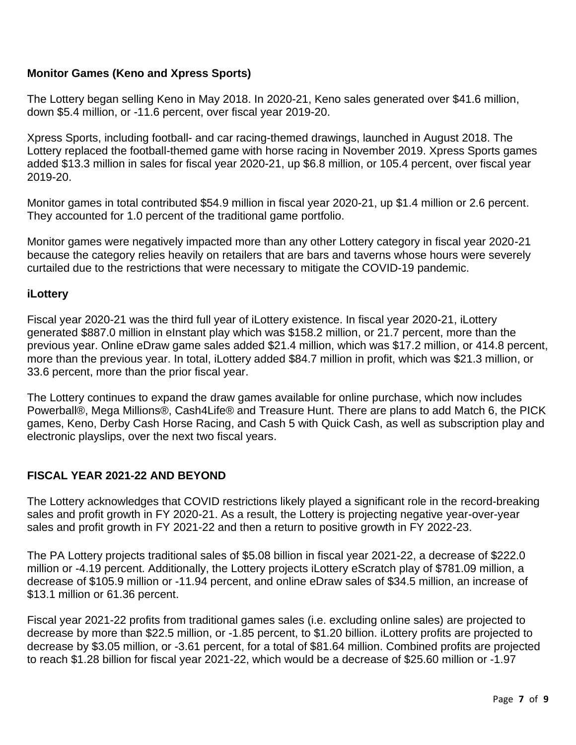### Monitor Games (Keno and Xpress Sports)

The Lottery began selling Keno in May 2018. In 2020-21, Keno sales generated over $41.6 million, down $5.4 million, or -11.6 percent, over fiscal year 2019-20.

Xpress Sports, including football- and car racing-themed drawings, launched in August 2018. The Lottery replaced the football-themed game with horse racing in November 2019. Xpress Sports games added $13.3 million in sales for fiscal year 2020-21, up $6.8 million, or 105.4 percent, over fiscal year 2019-20.

Monitor games in total contributed $54.9 million in fiscal year 2020-21, up $1.4 million or 2.6 percent. They accounted for 1.0 percent of the traditional game portfolio.

Monitor games were negatively impacted more than any other Lottery category in fiscal year 2020-21 because the category relies heavily on retailers that are bars and taverns whose hours were severely curtailed due to the restrictions that were necessary to mitigate the COVID-19 pandemic.

### iLottery

Fiscal year 2020-21 was the third full year of iLottery existence. In fiscal year 2020-21, iLottery generated $887.0 million in eInstant play which was $158.2 million, or 21.7 percent, more than the previous year. Online eDraw game sales added $21.4 million, which was $17.2 million, or 414.8 percent, more than the previous year. In total, iLottery added $84.7 million in profit, which was $21.3 million, or 33.6 percent, more than the prior fiscal year.

The Lottery continues to expand the draw games available for online purchase, which now includes Powerball®, Mega Millions®, Cash4Life® and Treasure Hunt. There are plans to add Match 6, the PICK games, Keno, Derby Cash Horse Racing, and Cash 5 with Quick Cash, as well as subscription play and electronic playslips, over the next two fiscal years.

## FISCAL YEAR 2021-22 AND BEYOND

The Lottery acknowledges that COVID restrictions likely played a significant role in the record-breaking sales and profit growth in FY 2020-21. As a result, the Lottery is projecting negative year-over-year sales and profit growth in FY 2021-22 and then a return to positive growth in FY 2022-23.

The PA Lottery projects traditional sales of $5.08 billion in fiscal year 2021-22, a decrease of $222.0 million or -4.19 percent. Additionally, the Lottery projects iLottery eScratch play of $781.09 million, a decrease of $105.9 million or -11.94 percent, and online eDraw sales of $34.5 million, an increase of $13.1 million or 61.36 percent.

Fiscal year 2021-22 profits from traditional games sales (i.e. excluding online sales) are projected to decrease by more than $22.5 million, or -1.85 percent, to $1.20 billion. iLottery profits are projected to decrease by $3.05 million, or -3.61 percent, for a total of $81.64 million. Combined profits are projected to reach $1.28 billion for fiscal year 2021-22, which would be a decrease of $25.60 million or -1.97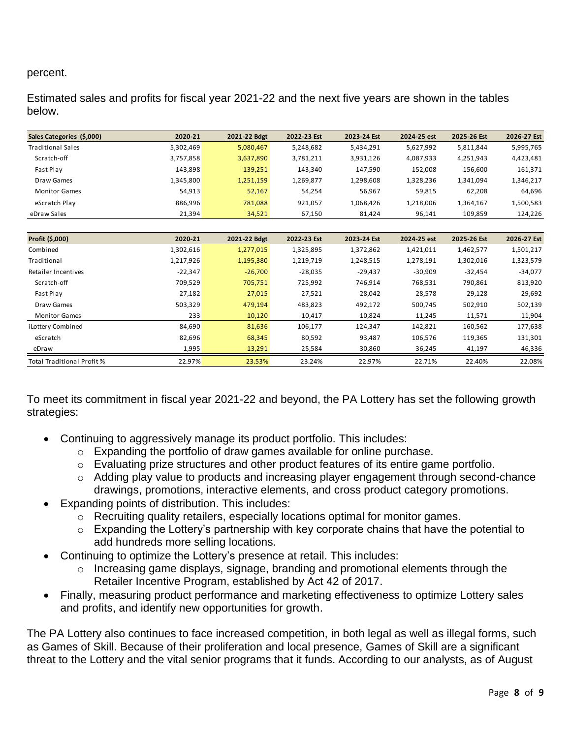percent.

Estimated sales and profits for fiscal year 2021-22 and the next five years are shown in the tables below.

| Sales Categories ($,000) | 2020-21 | 2021-22 Bdgt | 2022-23 Est | 2023-24 Est | 2024-25 est | 2025-26 Est | 2026-27 Est |
|---|---|---|---|---|---|---|---|
| Traditional Sales | 5,302,469 | 5,080,467 | 5,248,682 | 5,434,291 | 5,627,992 | 5,811,844 | 5,995,765 |
| Scratch-off | 3,757,858 | 3,637,890 | 3,781,211 | 3,931,126 | 4,087,933 | 4,251,943 | 4,423,481 |
| Fast Play | 143,898 | 139,251 | 143,340 | 147,590 | 152,008 | 156,600 | 161,371 |
| Draw Games | 1,345,800 | 1,251,159 | 1,269,877 | 1,298,608 | 1,328,236 | 1,341,094 | 1,346,217 |
| Monitor Games | 54,913 | 52,167 | 54,254 | 56,967 | 59,815 | 62,208 | 64,696 |
| eScratch Play | 886,996 | 781,088 | 921,057 | 1,068,426 | 1,218,006 | 1,364,167 | 1,500,583 |
| eDraw Sales | 21,394 | 34,521 | 67,150 | 81,424 | 96,141 | 109,859 | 124,226 |

| Profit ($,000) | 2020-21 | 2021-22 Bdgt | 2022-23 Est | 2023-24 Est | 2024-25 est | 2025-26 Est | 2026-27 Est |
|---|---|---|---|---|---|---|---|
| Combined | 1,302,616 | 1,277,015 | 1,325,895 | 1,372,862 | 1,421,011 | 1,462,577 | 1,501,217 |
| Traditional | 1,217,926 | 1,195,380 | 1,219,719 | 1,248,515 | 1,278,191 | 1,302,016 | 1,323,579 |
| Retailer Incentives | -22,347 | -26,700 | -28,035 | -29,437 | -30,909 | -32,454 | -34,077 |
| Scratch-off | 709,529 | 705,751 | 725,992 | 746,914 | 768,531 | 790,861 | 813,920 |
| Fast Play | 27,182 | 27,015 | 27,521 | 28,042 | 28,578 | 29,128 | 29,692 |
| Draw Games | 503,329 | 479,194 | 483,823 | 492,172 | 500,745 | 502,910 | 502,139 |
| Monitor Games | 233 | 10,120 | 10,417 | 10,824 | 11,245 | 11,571 | 11,904 |
| iLottery Combined | 84,690 | 81,636 | 106,177 | 124,347 | 142,821 | 160,562 | 177,638 |
| eScratch | 82,696 | 68,345 | 80,592 | 93,487 | 106,576 | 119,365 | 131,301 |
| eDraw | 1,995 | 13,291 | 25,584 | 30,860 | 36,245 | 41,197 | 46,336 |
| Total Traditional Profit % | 22.97% | 23.53% | 23.24% | 22.97% | 22.71% | 22.40% | 22.08% |

To meet its commitment in fiscal year 2021-22 and beyond, the PA Lottery has set the following growth strategies:

- Continuing to aggressively manage its product portfolio. This includes:
  - Expanding the portfolio of draw games available for online purchase.
  - Evaluating prize structures and other product features of its entire game portfolio.
  - Adding play value to products and increasing player engagement through second-chance drawings, promotions, interactive elements, and cross product category promotions.
- Expanding points of distribution. This includes:
  - Recruiting quality retailers, especially locations optimal for monitor games.
  - Expanding the Lottery's partnership with key corporate chains that have the potential to add hundreds more selling locations.
- Continuing to optimize the Lottery's presence at retail. This includes:
  - Increasing game displays, signage, branding and promotional elements through the Retailer Incentive Program, established by Act 42 of 2017.
- Finally, measuring product performance and marketing effectiveness to optimize Lottery sales and profits, and identify new opportunities for growth.

The PA Lottery also continues to face increased competition, in both legal as well as illegal forms, such as Games of Skill. Because of their proliferation and local presence, Games of Skill are a significant threat to the Lottery and the vital senior programs that it funds. According to our analysts, as of August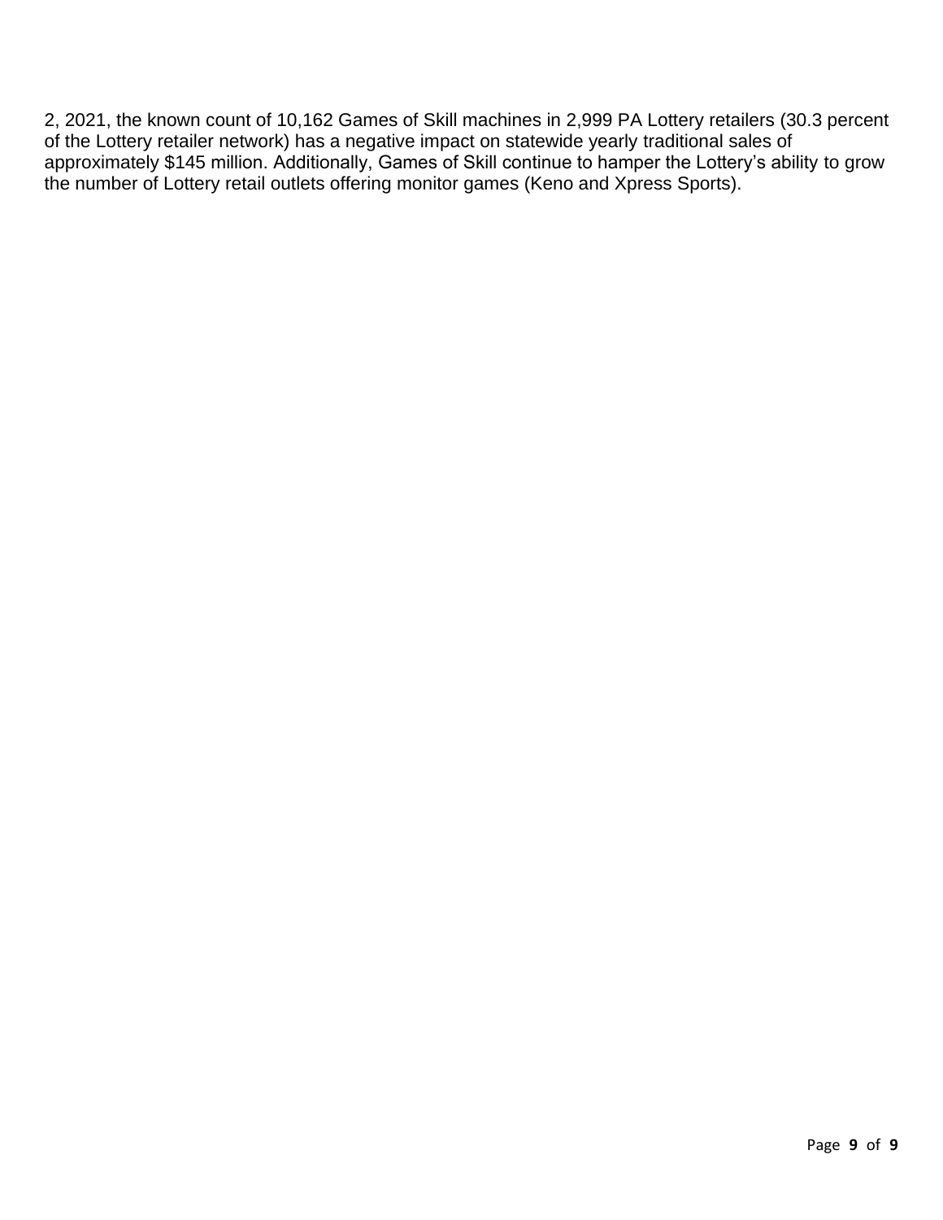2, 2021, the known count of 10,162 Games of Skill machines in 2,999 PA Lottery retailers (30.3 percent of the Lottery retailer network) has a negative impact on statewide yearly traditional sales of approximately $145 million. Additionally, Games of Skill continue to hamper the Lottery's ability to grow the number of Lottery retail outlets offering monitor games (Keno and Xpress Sports).